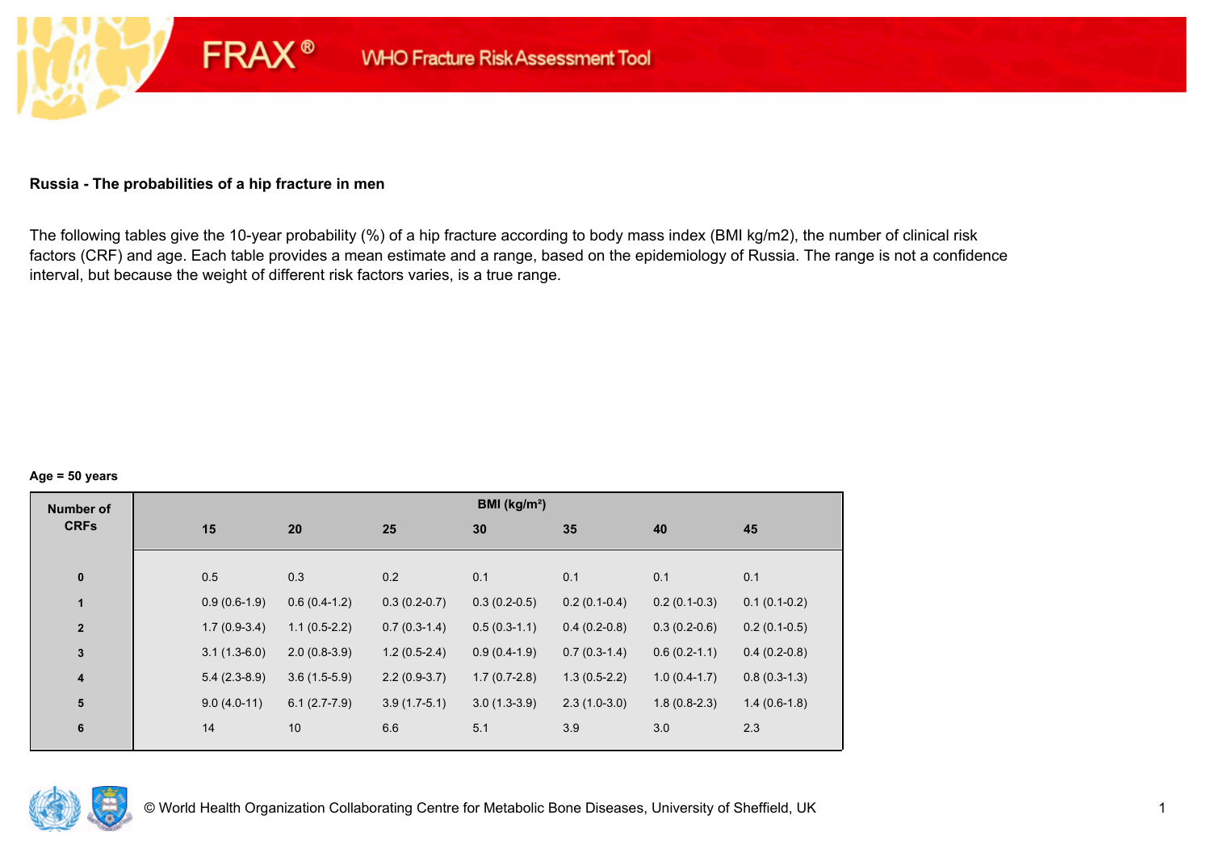## Russia - The probabilities of a hip fracture in men

The following tables give the 10-year probability (%) of a hip fracture according to body mass index (BMI kg/m2), the number of clinical risk factors (CRF) and age. Each table provides a mean estimate and a range, based on the epidemiology of Russia. The range is not a confidence interval, but because the weight of different risk factors varies, is a true range.

**Age = 50 years**

| Number of CRFs | BMI (kg/m²) | | | | | | |
|---|---|---|---|---|---|---|---|
| | 15 | 20 | 25 | 30 | 35 | 40 | 45 |
| 0 | 0.5 | 0.3 | 0.2 | 0.1 | 0.1 | 0.1 | 0.1 |
| 1 | 0.9 (0.6-1.9) | 0.6 (0.4-1.2) | 0.3 (0.2-0.7) | 0.3 (0.2-0.5) | 0.2 (0.1-0.4) | 0.2 (0.1-0.3) | 0.1 (0.1-0.2) |
| 2 | 1.7 (0.9-3.4) | 1.1 (0.5-2.2) | 0.7 (0.3-1.4) | 0.5 (0.3-1.1) | 0.4 (0.2-0.8) | 0.3 (0.2-0.6) | 0.2 (0.1-0.5) |
| 3 | 3.1 (1.3-6.0) | 2.0 (0.8-3.9) | 1.2 (0.5-2.4) | 0.9 (0.4-1.9) | 0.7 (0.3-1.4) | 0.6 (0.2-1.1) | 0.4 (0.2-0.8) |
| 4 | 5.4 (2.3-8.9) | 3.6 (1.5-5.9) | 2.2 (0.9-3.7) | 1.7 (0.7-2.8) | 1.3 (0.5-2.2) | 1.0 (0.4-1.7) | 0.8 (0.3-1.3) |
| 5 | 9.0 (4.0-11) | 6.1 (2.7-7.9) | 3.9 (1.7-5.1) | 3.0 (1.3-3.9) | 2.3 (1.0-3.0) | 1.8 (0.8-2.3) | 1.4 (0.6-1.8) |
| 6 | 14 | 10 | 6.6 | 5.1 | 3.9 | 3.0 | 2.3 |

© World Health Organization Collaborating Centre for Metabolic Bone Diseases, University of Sheffield, UK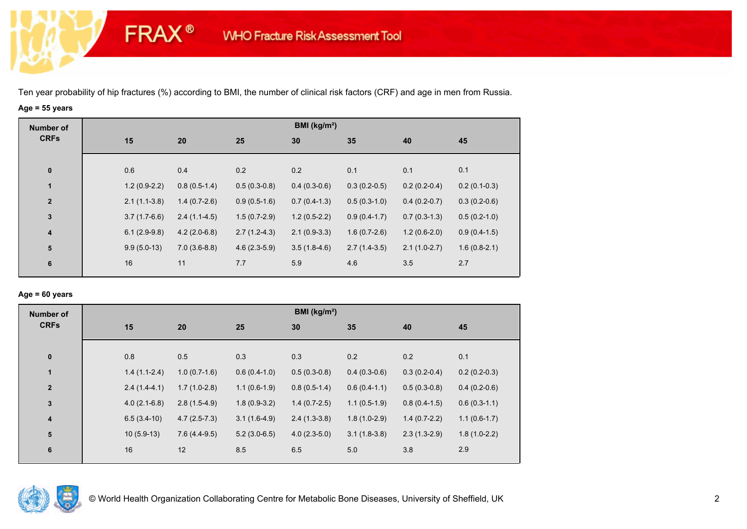Ten year probability of hip fractures (%) according to BMI, the number of clinical risk factors (CRF) and age in men from Russia.

**Age = 55 years**

| Number of CRFs | BMI (kg/m²) | | | | | | |
|---|---|---|---|---|---|---|---|
| | 15 | 20 | 25 | 30 | 35 | 40 | 45 |
| 0 | 0.6 | 0.4 | 0.2 | 0.2 | 0.1 | 0.1 | 0.1 |
| 1 | 1.2 (0.9-2.2) | 0.8 (0.5-1.4) | 0.5 (0.3-0.8) | 0.4 (0.3-0.6) | 0.3 (0.2-0.5) | 0.2 (0.2-0.4) | 0.2 (0.1-0.3) |
| 2 | 2.1 (1.1-3.8) | 1.4 (0.7-2.6) | 0.9 (0.5-1.6) | 0.7 (0.4-1.3) | 0.5 (0.3-1.0) | 0.4 (0.2-0.7) | 0.3 (0.2-0.6) |
| 3 | 3.7 (1.7-6.6) | 2.4 (1.1-4.5) | 1.5 (0.7-2.9) | 1.2 (0.5-2.2) | 0.9 (0.4-1.7) | 0.7 (0.3-1.3) | 0.5 (0.2-1.0) |
| 4 | 6.1 (2.9-9.8) | 4.2 (2.0-6.8) | 2.7 (1.2-4.3) | 2.1 (0.9-3.3) | 1.6 (0.7-2.6) | 1.2 (0.6-2.0) | 0.9 (0.4-1.5) |
| 5 | 9.9 (5.0-13) | 7.0 (3.6-8.8) | 4.6 (2.3-5.9) | 3.5 (1.8-4.6) | 2.7 (1.4-3.5) | 2.1 (1.0-2.7) | 1.6 (0.8-2.1) |
| 6 | 16 | 11 | 7.7 | 5.9 | 4.6 | 3.5 | 2.7 |

**Age = 60 years**

| Number of CRFs | BMI (kg/m²) | | | | | | |
|---|---|---|---|---|---|---|---|
| | 15 | 20 | 25 | 30 | 35 | 40 | 45 |
| 0 | 0.8 | 0.5 | 0.3 | 0.3 | 0.2 | 0.2 | 0.1 |
| 1 | 1.4 (1.1-2.4) | 1.0 (0.7-1.6) | 0.6 (0.4-1.0) | 0.5 (0.3-0.8) | 0.4 (0.3-0.6) | 0.3 (0.2-0.4) | 0.2 (0.2-0.3) |
| 2 | 2.4 (1.4-4.1) | 1.7 (1.0-2.8) | 1.1 (0.6-1.9) | 0.8 (0.5-1.4) | 0.6 (0.4-1.1) | 0.5 (0.3-0.8) | 0.4 (0.2-0.6) |
| 3 | 4.0 (2.1-6.8) | 2.8 (1.5-4.9) | 1.8 (0.9-3.2) | 1.4 (0.7-2.5) | 1.1 (0.5-1.9) | 0.8 (0.4-1.5) | 0.6 (0.3-1.1) |
| 4 | 6.5 (3.4-10) | 4.7 (2.5-7.3) | 3.1 (1.6-4.9) | 2.4 (1.3-3.8) | 1.8 (1.0-2.9) | 1.4 (0.7-2.2) | 1.1 (0.6-1.7) |
| 5 | 10 (5.9-13) | 7.6 (4.4-9.5) | 5.2 (3.0-6.5) | 4.0 (2.3-5.0) | 3.1 (1.8-3.8) | 2.3 (1.3-2.9) | 1.8 (1.0-2.2) |
| 6 | 16 | 12 | 8.5 | 6.5 | 5.0 | 3.8 | 2.9 |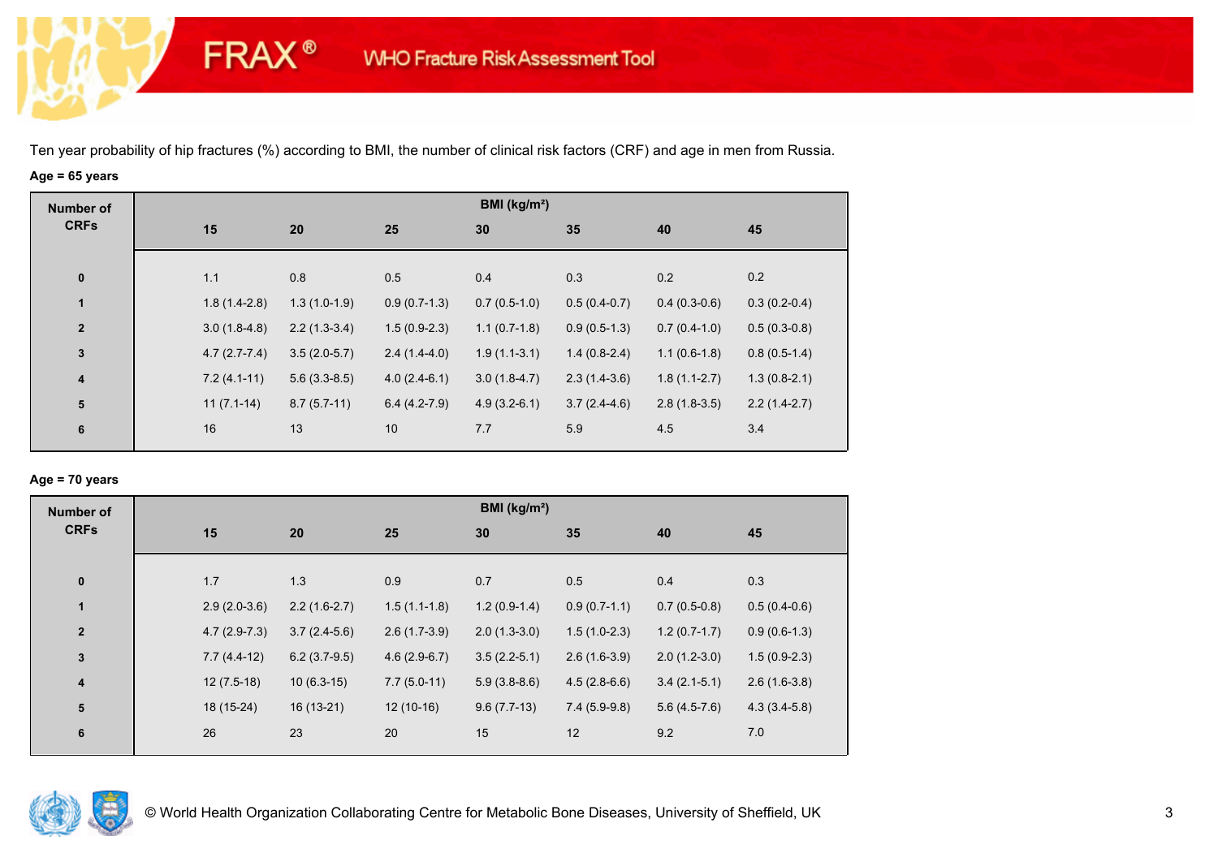Ten year probability of hip fractures (%) according to BMI, the number of clinical risk factors (CRF) and age in men from Russia.

**Age = 65 years**

| Number of CRFs | BMI (kg/m²) | | | | | | |
|---|---|---|---|---|---|---|---|
| | 15 | 20 | 25 | 30 | 35 | 40 | 45 |
| 0 | 1.1 | 0.8 | 0.5 | 0.4 | 0.3 | 0.2 | 0.2 |
| 1 | 1.8 (1.4-2.8) | 1.3 (1.0-1.9) | 0.9 (0.7-1.3) | 0.7 (0.5-1.0) | 0.5 (0.4-0.7) | 0.4 (0.3-0.6) | 0.3 (0.2-0.4) |
| 2 | 3.0 (1.8-4.8) | 2.2 (1.3-3.4) | 1.5 (0.9-2.3) | 1.1 (0.7-1.8) | 0.9 (0.5-1.3) | 0.7 (0.4-1.0) | 0.5 (0.3-0.8) |
| 3 | 4.7 (2.7-7.4) | 3.5 (2.0-5.7) | 2.4 (1.4-4.0) | 1.9 (1.1-3.1) | 1.4 (0.8-2.4) | 1.1 (0.6-1.8) | 0.8 (0.5-1.4) |
| 4 | 7.2 (4.1-11) | 5.6 (3.3-8.5) | 4.0 (2.4-6.1) | 3.0 (1.8-4.7) | 2.3 (1.4-3.6) | 1.8 (1.1-2.7) | 1.3 (0.8-2.1) |
| 5 | 11 (7.1-14) | 8.7 (5.7-11) | 6.4 (4.2-7.9) | 4.9 (3.2-6.1) | 3.7 (2.4-4.6) | 2.8 (1.8-3.5) | 2.2 (1.4-2.7) |
| 6 | 16 | 13 | 10 | 7.7 | 5.9 | 4.5 | 3.4 |

**Age = 70 years**

| Number of CRFs | BMI (kg/m²) | | | | | | |
|---|---|---|---|---|---|---|---|
| | 15 | 20 | 25 | 30 | 35 | 40 | 45 |
| 0 | 1.7 | 1.3 | 0.9 | 0.7 | 0.5 | 0.4 | 0.3 |
| 1 | 2.9 (2.0-3.6) | 2.2 (1.6-2.7) | 1.5 (1.1-1.8) | 1.2 (0.9-1.4) | 0.9 (0.7-1.1) | 0.7 (0.5-0.8) | 0.5 (0.4-0.6) |
| 2 | 4.7 (2.9-7.3) | 3.7 (2.4-5.6) | 2.6 (1.7-3.9) | 2.0 (1.3-3.0) | 1.5 (1.0-2.3) | 1.2 (0.7-1.7) | 0.9 (0.6-1.3) |
| 3 | 7.7 (4.4-12) | 6.2 (3.7-9.5) | 4.6 (2.9-6.7) | 3.5 (2.2-5.1) | 2.6 (1.6-3.9) | 2.0 (1.2-3.0) | 1.5 (0.9-2.3) |
| 4 | 12 (7.5-18) | 10 (6.3-15) | 7.7 (5.0-11) | 5.9 (3.8-8.6) | 4.5 (2.8-6.6) | 3.4 (2.1-5.1) | 2.6 (1.6-3.8) |
| 5 | 18 (15-24) | 16 (13-21) | 12 (10-16) | 9.6 (7.7-13) | 7.4 (5.9-9.8) | 5.6 (4.5-7.6) | 4.3 (3.4-5.8) |
| 6 | 26 | 23 | 20 | 15 | 12 | 9.2 | 7.0 |

© World Health Organization Collaborating Centre for Metabolic Bone Diseases, University of Sheffield, UK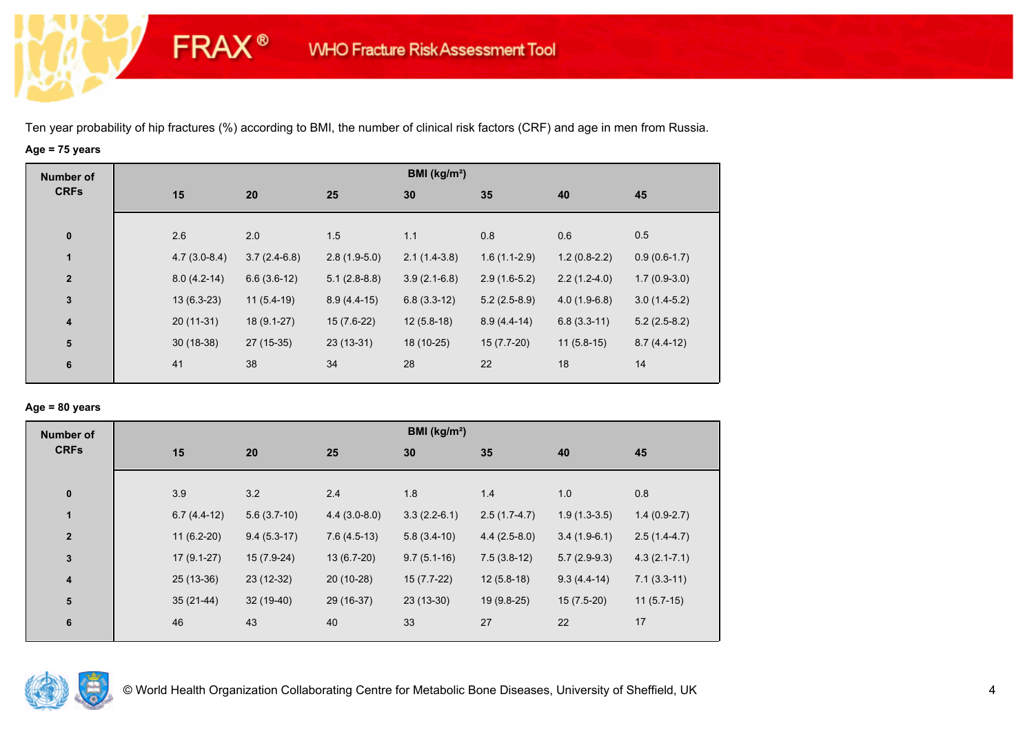Ten year probability of hip fractures (%) according to BMI, the number of clinical risk factors (CRF) and age in men from Russia.

**Age = 75 years**

| Number of CRFs | BMI (kg/m²) | | | | | | |
|---|---|---|---|---|---|---|---|
| | 15 | 20 | 25 | 30 | 35 | 40 | 45 |
| 0 | 2.6 | 2.0 | 1.5 | 1.1 | 0.8 | 0.6 | 0.5 |
| 1 | 4.7 (3.0-8.4) | 3.7 (2.4-6.8) | 2.8 (1.9-5.0) | 2.1 (1.4-3.8) | 1.6 (1.1-2.9) | 1.2 (0.8-2.2) | 0.9 (0.6-1.7) |
| 2 | 8.0 (4.2-14) | 6.6 (3.6-12) | 5.1 (2.8-8.8) | 3.9 (2.1-6.8) | 2.9 (1.6-5.2) | 2.2 (1.2-4.0) | 1.7 (0.9-3.0) |
| 3 | 13 (6.3-23) | 11 (5.4-19) | 8.9 (4.4-15) | 6.8 (3.3-12) | 5.2 (2.5-8.9) | 4.0 (1.9-6.8) | 3.0 (1.4-5.2) |
| 4 | 20 (11-31) | 18 (9.1-27) | 15 (7.6-22) | 12 (5.8-18) | 8.9 (4.4-14) | 6.8 (3.3-11) | 5.2 (2.5-8.2) |
| 5 | 30 (18-38) | 27 (15-35) | 23 (13-31) | 18 (10-25) | 15 (7.7-20) | 11 (5.8-15) | 8.7 (4.4-12) |
| 6 | 41 | 38 | 34 | 28 | 22 | 18 | 14 |

**Age = 80 years**

| Number of CRFs | BMI (kg/m²) | | | | | | |
|---|---|---|---|---|---|---|---|
| | 15 | 20 | 25 | 30 | 35 | 40 | 45 |
| 0 | 3.9 | 3.2 | 2.4 | 1.8 | 1.4 | 1.0 | 0.8 |
| 1 | 6.7 (4.4-12) | 5.6 (3.7-10) | 4.4 (3.0-8.0) | 3.3 (2.2-6.1) | 2.5 (1.7-4.7) | 1.9 (1.3-3.5) | 1.4 (0.9-2.7) |
| 2 | 11 (6.2-20) | 9.4 (5.3-17) | 7.6 (4.5-13) | 5.8 (3.4-10) | 4.4 (2.5-8.0) | 3.4 (1.9-6.1) | 2.5 (1.4-4.7) |
| 3 | 17 (9.1-27) | 15 (7.9-24) | 13 (6.7-20) | 9.7 (5.1-16) | 7.5 (3.8-12) | 5.7 (2.9-9.3) | 4.3 (2.1-7.1) |
| 4 | 25 (13-36) | 23 (12-32) | 20 (10-28) | 15 (7.7-22) | 12 (5.8-18) | 9.3 (4.4-14) | 7.1 (3.3-11) |
| 5 | 35 (21-44) | 32 (19-40) | 29 (16-37) | 23 (13-30) | 19 (9.8-25) | 15 (7.5-20) | 11 (5.7-15) |
| 6 | 46 | 43 | 40 | 33 | 27 | 22 | 17 |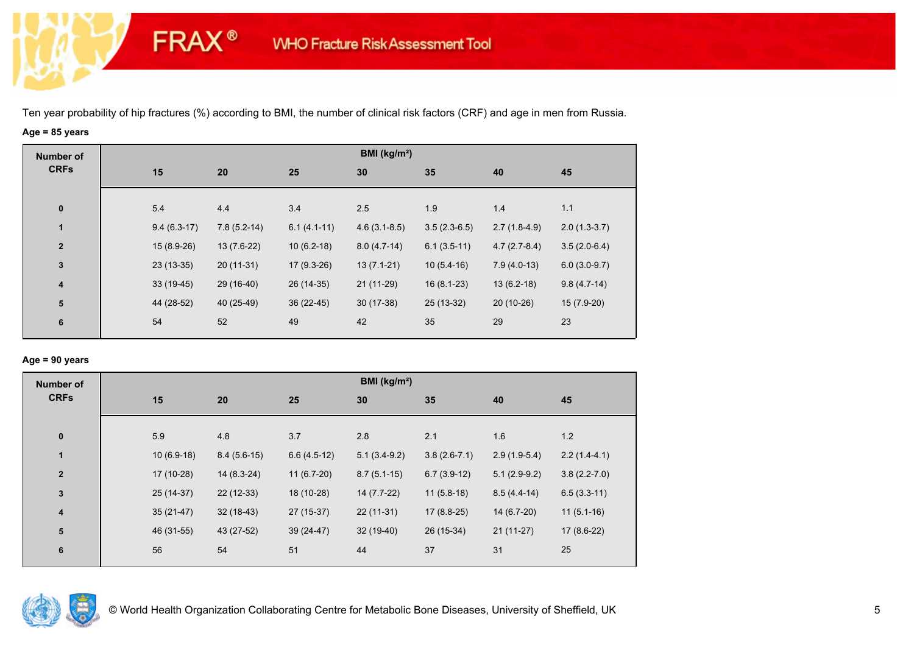Ten year probability of hip fractures (%) according to BMI, the number of clinical risk factors (CRF) and age in men from Russia.

**Age = 85 years**

| Number of CRFs | BMI (kg/m²) | | | | | | |
|---|---|---|---|---|---|---|---|
| | 15 | 20 | 25 | 30 | 35 | 40 | 45 |
| 0 | 5.4 | 4.4 | 3.4 | 2.5 | 1.9 | 1.4 | 1.1 |
| 1 | 9.4 (6.3-17) | 7.8 (5.2-14) | 6.1 (4.1-11) | 4.6 (3.1-8.5) | 3.5 (2.3-6.5) | 2.7 (1.8-4.9) | 2.0 (1.3-3.7) |
| 2 | 15 (8.9-26) | 13 (7.6-22) | 10 (6.2-18) | 8.0 (4.7-14) | 6.1 (3.5-11) | 4.7 (2.7-8.4) | 3.5 (2.0-6.4) |
| 3 | 23 (13-35) | 20 (11-31) | 17 (9.3-26) | 13 (7.1-21) | 10 (5.4-16) | 7.9 (4.0-13) | 6.0 (3.0-9.7) |
| 4 | 33 (19-45) | 29 (16-40) | 26 (14-35) | 21 (11-29) | 16 (8.1-23) | 13 (6.2-18) | 9.8 (4.7-14) |
| 5 | 44 (28-52) | 40 (25-49) | 36 (22-45) | 30 (17-38) | 25 (13-32) | 20 (10-26) | 15 (7.9-20) |
| 6 | 54 | 52 | 49 | 42 | 35 | 29 | 23 |

**Age = 90 years**

| Number of CRFs | BMI (kg/m²) | | | | | | |
|---|---|---|---|---|---|---|---|
| | 15 | 20 | 25 | 30 | 35 | 40 | 45 |
| 0 | 5.9 | 4.8 | 3.7 | 2.8 | 2.1 | 1.6 | 1.2 |
| 1 | 10 (6.9-18) | 8.4 (5.6-15) | 6.6 (4.5-12) | 5.1 (3.4-9.2) | 3.8 (2.6-7.1) | 2.9 (1.9-5.4) | 2.2 (1.4-4.1) |
| 2 | 17 (10-28) | 14 (8.3-24) | 11 (6.7-20) | 8.7 (5.1-15) | 6.7 (3.9-12) | 5.1 (2.9-9.2) | 3.8 (2.2-7.0) |
| 3 | 25 (14-37) | 22 (12-33) | 18 (10-28) | 14 (7.7-22) | 11 (5.8-18) | 8.5 (4.4-14) | 6.5 (3.3-11) |
| 4 | 35 (21-47) | 32 (18-43) | 27 (15-37) | 22 (11-31) | 17 (8.8-25) | 14 (6.7-20) | 11 (5.1-16) |
| 5 | 46 (31-55) | 43 (27-52) | 39 (24-47) | 32 (19-40) | 26 (15-34) | 21 (11-27) | 17 (8.6-22) |
| 6 | 56 | 54 | 51 | 44 | 37 | 31 | 25 |

© World Health Organization Collaborating Centre for Metabolic Bone Diseases, University of Sheffield, UK